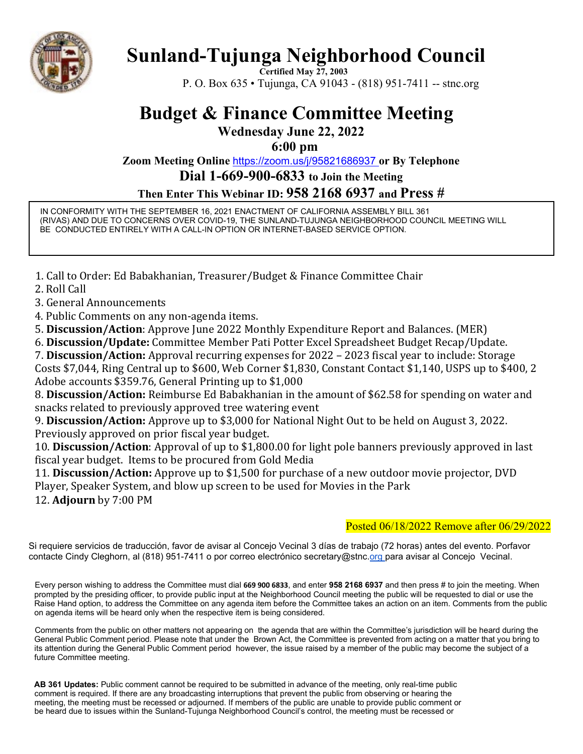# Sunland-Tujunga Neighborhood Council

**Certified May 27, 2003**

P. O. Box 635 • Tujunga, CA 91043 - (818) 951-7411 -- stnc.org

## Budget & Finance Committee Meeting

### Wednesday June 22, 2022

### 6:00 pm

**Zoom Meeting Online** https://zoom.us/j/95821686937 **or By Telephone**

**Dial 1-669-900-6833 to Join the Meeting**

**Then Enter This Webinar ID: 958 2168 6937 and Press #**

IN CONFORMITY WITH THE SEPTEMBER 16, 2021 ENACTMENT OF CALIFORNIA ASSEMBLY BILL 361 (RIVAS) AND DUE TO CONCERNS OVER COVID-19, THE SUNLAND-TUJUNGA NEIGHBORHOOD COUNCIL MEETING WILL BE CONDUCTED ENTIRELY WITH A CALL-IN OPTION OR INTERNET-BASED SERVICE OPTION.

1. Call to Order: Ed Babakhanian, Treasurer/Budget & Finance Committee Chair
2. Roll Call
3. General Announcements
4. Public Comments on any non-agenda items.
5. **Discussion/Action**: Approve June 2022 Monthly Expenditure Report and Balances. (MER)
6. **Discussion/Update:** Committee Member Pati Potter Excel Spreadsheet Budget Recap/Update.
7. **Discussion/Action:** Approval recurring expenses for 2022 – 2023 fiscal year to include: Storage Costs $7,044, Ring Central up to $600, Web Corner $1,830, Constant Contact $1,140, USPS up to $400, 2 Adobe accounts $359.76, General Printing up to $1,000
8. **Discussion/Action:** Reimburse Ed Babakhanian in the amount of $62.58 for spending on water and snacks related to previously approved tree watering event
9. **Discussion/Action:** Approve up to $3,000 for National Night Out to be held on August 3, 2022. Previously approved on prior fiscal year budget.
10. **Discussion/Action**: Approval of up to $1,800.00 for light pole banners previously approved in last fiscal year budget. Items to be procured from Gold Media
11. **Discussion/Action:** Approve up to $1,500 for purchase of a new outdoor movie projector, DVD Player, Speaker System, and blow up screen to be used for Movies in the Park
12. **Adjourn** by 7:00 PM

Posted 06/18/2022 Remove after 06/29/2022

Si requiere servicios de traducción, favor de avisar al Concejo Vecinal 3 días de trabajo (72 horas) antes del evento. Porfavor contacte Cindy Cleghorn, al (818) 951-7411 o por correo electrónico secretary@stnc.org para avisar al Concejo Vecinal.

Every person wishing to address the Committee must dial **669 900 6833**, and enter **958 2168 6937** and then press # to join the meeting. When prompted by the presiding officer, to provide public input at the Neighborhood Council meeting the public will be requested to dial or use the Raise Hand option, to address the Committee on any agenda item before the Committee takes an action on an item. Comments from the public on agenda items will be heard only when the respective item is being considered.

Comments from the public on other matters not appearing on the agenda that are within the Committee's jurisdiction will be heard during the General Public Comment period. Please note that under the Brown Act, the Committee is prevented from acting on a matter that you bring to its attention during the General Public Comment period however, the issue raised by a member of the public may become the subject of a future Committee meeting.

**AB 361 Updates:** Public comment cannot be required to be submitted in advance of the meeting, only real-time public comment is required. If there are any broadcasting interruptions that prevent the public from observing or hearing the meeting, the meeting must be recessed or adjourned. If members of the public are unable to provide public comment or be heard due to issues within the Sunland-Tujunga Neighborhood Council's control, the meeting must be recessed or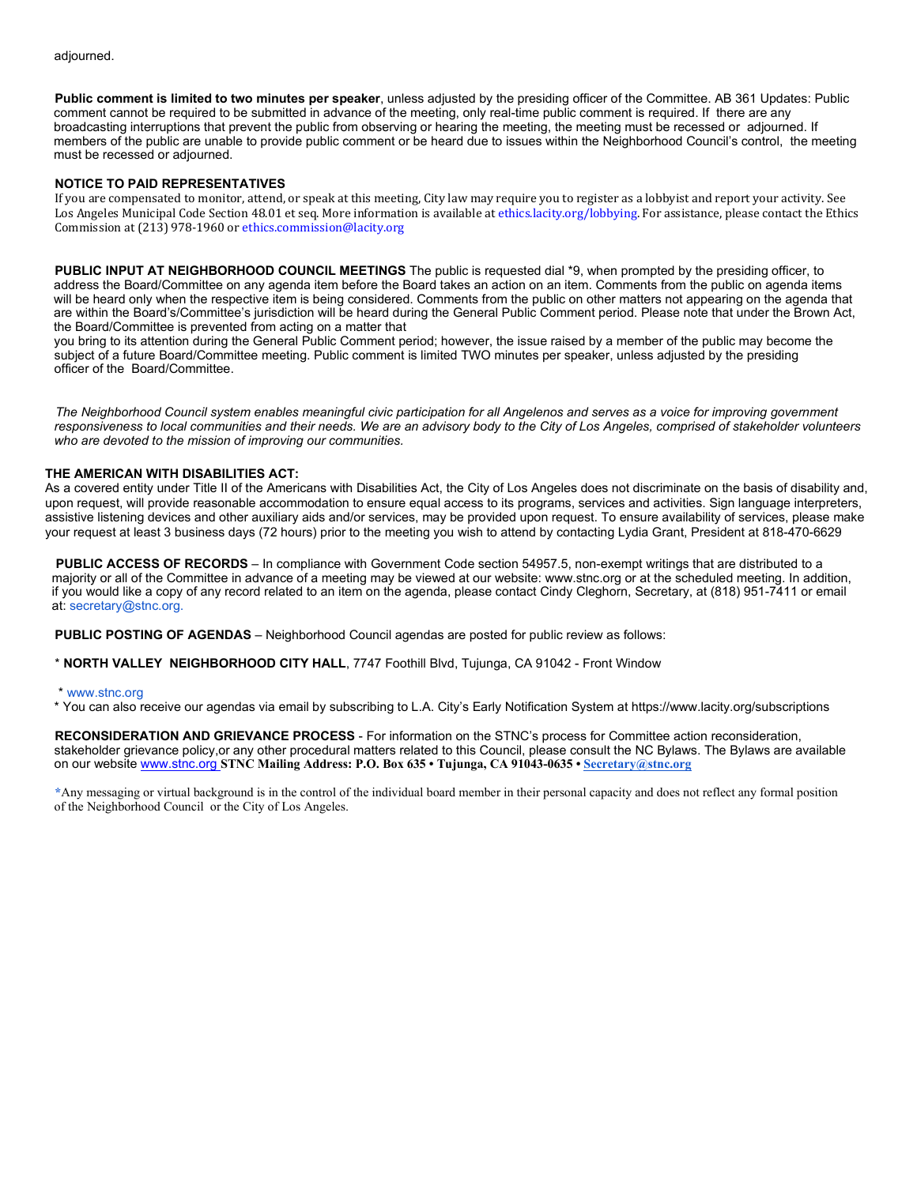adjourned.

**Public comment is limited to two minutes per speaker**, unless adjusted by the presiding officer of the Committee. AB 361 Updates: Public comment cannot be required to be submitted in advance of the meeting, only real-time public comment is required. If there are any broadcasting interruptions that prevent the public from observing or hearing the meeting, the meeting must be recessed or adjourned. If members of the public are unable to provide public comment or be heard due to issues within the Neighborhood Council's control, the meeting must be recessed or adjourned.

**NOTICE TO PAID REPRESENTATIVES**

If you are compensated to monitor, attend, or speak at this meeting, City law may require you to register as a lobbyist and report your activity. See Los Angeles Municipal Code Section 48.01 et seq. More information is available at ethics.lacity.org/lobbying. For assistance, please contact the Ethics Commission at (213) 978-1960 or ethics.commission@lacity.org

**PUBLIC INPUT AT NEIGHBORHOOD COUNCIL MEETINGS** The public is requested dial *9, when prompted by the presiding officer, to address the Board/Committee on any agenda item before the Board takes an action on an item. Comments from the public on agenda items will be heard only when the respective item is being considered. Comments from the public on other matters not appearing on the agenda that are within the Board's/Committee's jurisdiction will be heard during the General Public Comment period. Please note that under the Brown Act, the Board/Committee is prevented from acting on a matter that you bring to its attention during the General Public Comment period; however, the issue raised by a member of the public may become the subject of a future Board/Committee meeting. Public comment is limited TWO minutes per speaker, unless adjusted by the presiding officer of the Board/Committee.

*The Neighborhood Council system enables meaningful civic participation for all Angelenos and serves as a voice for improving government responsiveness to local communities and their needs. We are an advisory body to the City of Los Angeles, comprised of stakeholder volunteers who are devoted to the mission of improving our communities.*

**THE AMERICAN WITH DISABILITIES ACT:**

As a covered entity under Title II of the Americans with Disabilities Act, the City of Los Angeles does not discriminate on the basis of disability and, upon request, will provide reasonable accommodation to ensure equal access to its programs, services and activities. Sign language interpreters, assistive listening devices and other auxiliary aids and/or services, may be provided upon request. To ensure availability of services, please make your request at least 3 business days (72 hours) prior to the meeting you wish to attend by contacting Lydia Grant, President at 818-470-6629

**PUBLIC ACCESS OF RECORDS** – In compliance with Government Code section 54957.5, non-exempt writings that are distributed to a majority or all of the Committee in advance of a meeting may be viewed at our website: www.stnc.org or at the scheduled meeting. In addition, if you would like a copy of any record related to an item on the agenda, please contact Cindy Cleghorn, Secretary, at (818) 951-7411 or email at: secretary@stnc.org.

**PUBLIC POSTING OF AGENDAS** – Neighborhood Council agendas are posted for public review as follows:

* **NORTH VALLEY NEIGHBORHOOD CITY HALL**, 7747 Foothill Blvd, Tujunga, CA 91042 - Front Window

* www.stnc.org
* You can also receive our agendas via email by subscribing to L.A. City's Early Notification System at https://www.lacity.org/subscriptions

**RECONSIDERATION AND GRIEVANCE PROCESS** - For information on the STNC's process for Committee action reconsideration, stakeholder grievance policy,or any other procedural matters related to this Council, please consult the NC Bylaws. The Bylaws are available on our website www.stnc.org **STNC Mailing Address: P.O. Box 635 • Tujunga, CA 91043-0635 • Secretary@stnc.org**

*Any messaging or virtual background is in the control of the individual board member in their personal capacity and does not reflect any formal position of the Neighborhood Council or the City of Los Angeles.